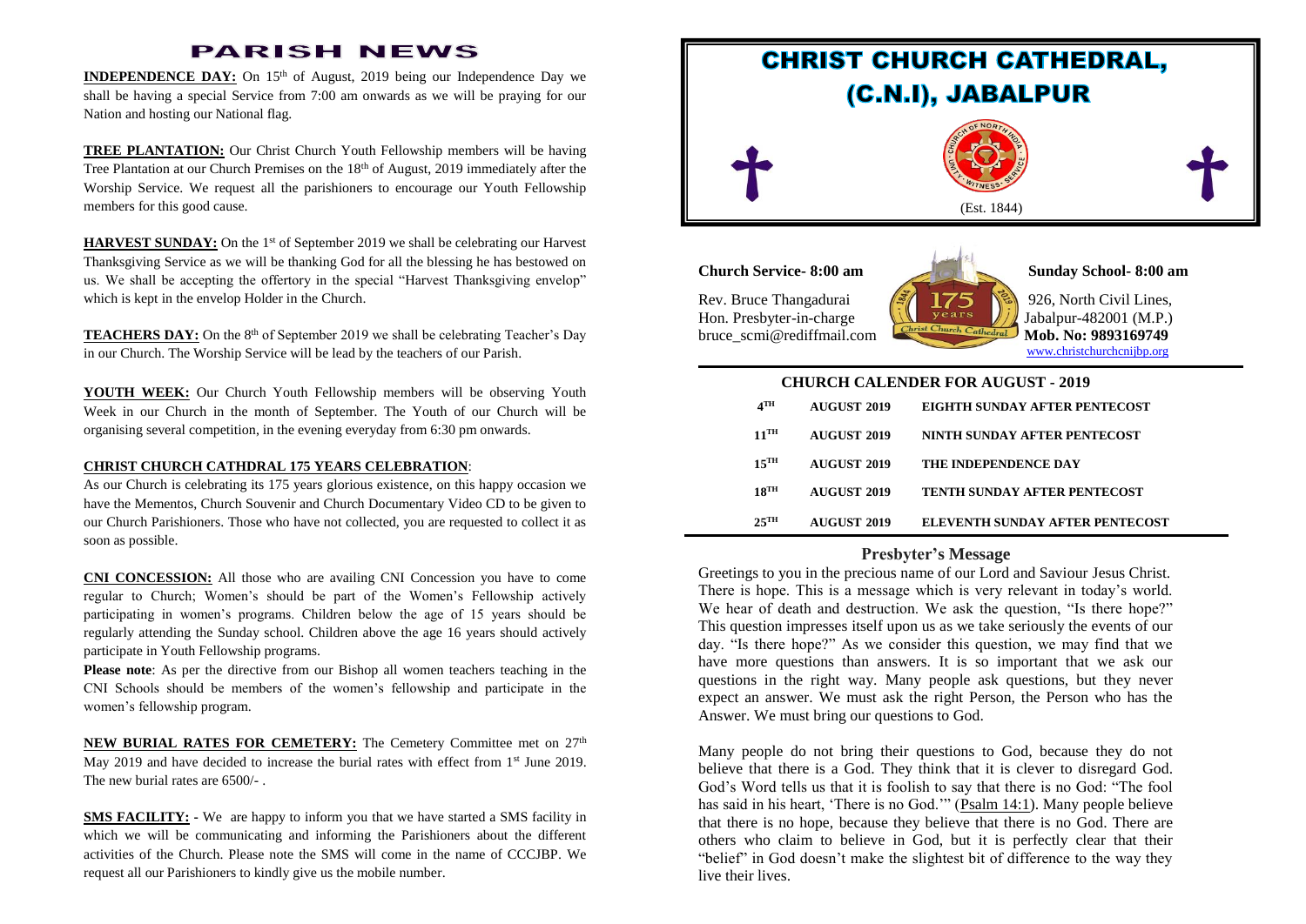# PARISH NEWS

**INDEPENDENCE DAY:** On 15th of August, 2019 being our Independence Day we shall be having a special Service from 7:00 am onwards as we will be praying for our Nation and hosting our National flag.

**TREE PLANTATION:** Our Christ Church Youth Fellowship members will be having Tree Plantation at our Church Premises on the 18th of August, 2019 immediately after the Worship Service. We request all the parishioners to encourage our Youth Fellowship members for this good cause.

**HARVEST SUNDAY:** On the 1st of September 2019 we shall be celebrating our Harvest Thanksgiving Service as we will be thanking God for all the blessing he has bestowed on us. We shall be accepting the offertory in the special "Harvest Thanksgiving envelop" which is kept in the envelop Holder in the Church.

**TEACHERS DAY:** On the 8th of September 2019 we shall be celebrating Teacher's Day in our Church. The Worship Service will be lead by the teachers of our Parish.

**YOUTH WEEK:** Our Church Youth Fellowship members will be observing Youth Week in our Church in the month of September. The Youth of our Church will be organising several competition, in the evening everyday from 6:30 pm onwards.

**CHRIST CHURCH CATHDRAL 175 YEARS CELEBRATION**:

As our Church is celebrating its 175 years glorious existence, on this happy occasion we have the Mementos, Church Souvenir and Church Documentary Video CD to be given to our Church Parishioners. Those who have not collected, you are requested to collect it as soon as possible.

**CNI CONCESSION:** All those who are availing CNI Concession you have to come regular to Church; Women's should be part of the Women's Fellowship actively participating in women's programs. Children below the age of 15 years should be regularly attending the Sunday school. Children above the age 16 years should actively participate in Youth Fellowship programs.

**Please note**: As per the directive from our Bishop all women teachers teaching in the CNI Schools should be members of the women's fellowship and participate in the women's fellowship program.

**NEW BURIAL RATES FOR CEMETERY:** The Cemetery Committee met on 27th May 2019 and have decided to increase the burial rates with effect from 1st June 2019. The new burial rates are 6500/- .

**SMS FACILITY: -** We are happy to inform you that we have started a SMS facility in which we will be communicating and informing the Parishioners about the different activities of the Church. Please note the SMS will come in the name of CCCJBP. We request all our Parishioners to kindly give us the mobile number.

# CHRIST CHURCH CATHEDRAL, (C.N.I), JABALPUR

(Est. 1844)

**Church Service- 8:00 am**

**Sunday School- 8:00 am**

Rev. Bruce Thangadurai
Hon. Presbyter-in-charge
bruce_scmi@rediffmail.com

926, North Civil Lines,
Jabalpur-482001 (M.P.)
**Mob. No: 9893169749**
www.christchurchcnijbp.org

## CHURCH CALENDER FOR AUGUST - 2019

| | | |
|---|---|---|
| 4TH | AUGUST 2019 | EIGHTH SUNDAY AFTER PENTECOST |
| 11TH | AUGUST 2019 | NINTH SUNDAY AFTER PENTECOST |
| 15TH | AUGUST 2019 | THE INDEPENDENCE DAY |
| 18TH | AUGUST 2019 | TENTH SUNDAY AFTER PENTECOST |
| 25TH | AUGUST 2019 | ELEVENTH SUNDAY AFTER PENTECOST |

## Presbyter's Message

Greetings to you in the precious name of our Lord and Saviour Jesus Christ. There is hope. This is a message which is very relevant in today's world. We hear of death and destruction. We ask the question, "Is there hope?" This question impresses itself upon us as we take seriously the events of our day. "Is there hope?" As we consider this question, we may find that we have more questions than answers. It is so important that we ask our questions in the right way. Many people ask questions, but they never expect an answer. We must ask the right Person, the Person who has the Answer. We must bring our questions to God.

Many people do not bring their questions to God, because they do not believe that there is a God. They think that it is clever to disregard God. God's Word tells us that it is foolish to say that there is no God: "The fool has said in his heart, 'There is no God.'" (Psalm 14:1). Many people believe that there is no hope, because they believe that there is no God. There are others who claim to believe in God, but it is perfectly clear that their "belief" in God doesn't make the slightest bit of difference to the way they live their lives.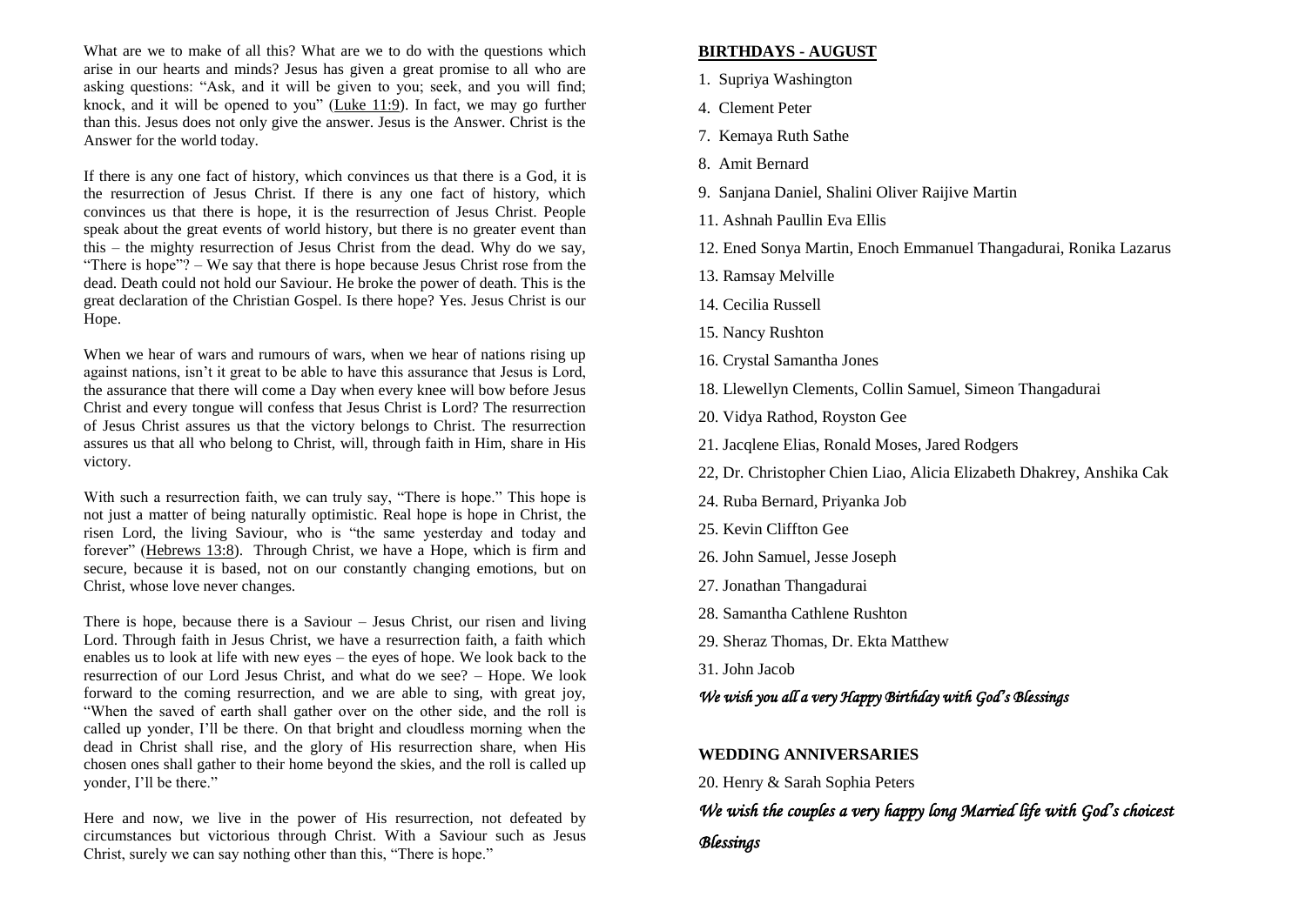What are we to make of all this? What are we to do with the questions which arise in our hearts and minds? Jesus has given a great promise to all who are asking questions: "Ask, and it will be given to you; seek, and you will find; knock, and it will be opened to you" (Luke 11:9). In fact, we may go further than this. Jesus does not only give the answer. Jesus is the Answer. Christ is the Answer for the world today.

If there is any one fact of history, which convinces us that there is a God, it is the resurrection of Jesus Christ. If there is any one fact of history, which convinces us that there is hope, it is the resurrection of Jesus Christ. People speak about the great events of world history, but there is no greater event than this – the mighty resurrection of Jesus Christ from the dead. Why do we say, "There is hope"? – We say that there is hope because Jesus Christ rose from the dead. Death could not hold our Saviour. He broke the power of death. This is the great declaration of the Christian Gospel. Is there hope? Yes. Jesus Christ is our Hope.

When we hear of wars and rumours of wars, when we hear of nations rising up against nations, isn't it great to be able to have this assurance that Jesus is Lord, the assurance that there will come a Day when every knee will bow before Jesus Christ and every tongue will confess that Jesus Christ is Lord? The resurrection of Jesus Christ assures us that the victory belongs to Christ. The resurrection assures us that all who belong to Christ, will, through faith in Him, share in His victory.

With such a resurrection faith, we can truly say, "There is hope." This hope is not just a matter of being naturally optimistic. Real hope is hope in Christ, the risen Lord, the living Saviour, who is "the same yesterday and today and forever" (Hebrews 13:8). Through Christ, we have a Hope, which is firm and secure, because it is based, not on our constantly changing emotions, but on Christ, whose love never changes.

There is hope, because there is a Saviour – Jesus Christ, our risen and living Lord. Through faith in Jesus Christ, we have a resurrection faith, a faith which enables us to look at life with new eyes – the eyes of hope. We look back to the resurrection of our Lord Jesus Christ, and what do we see? – Hope. We look forward to the coming resurrection, and we are able to sing, with great joy, "When the saved of earth shall gather over on the other side, and the roll is called up yonder, I'll be there. On that bright and cloudless morning when the dead in Christ shall rise, and the glory of His resurrection share, when His chosen ones shall gather to their home beyond the skies, and the roll is called up yonder, I'll be there."

Here and now, we live in the power of His resurrection, not defeated by circumstances but victorious through Christ. With a Saviour such as Jesus Christ, surely we can say nothing other than this, "There is hope."

## BIRTHDAYS - AUGUST

1. Supriya Washington
4. Clement Peter
7. Kemaya Ruth Sathe
8. Amit Bernard
9. Sanjana Daniel, Shalini Oliver Raijive Martin
11. Ashnah Paullin Eva Ellis
12. Ened Sonya Martin, Enoch Emmanuel Thangadurai, Ronika Lazarus
13. Ramsay Melville
14. Cecilia Russell
15. Nancy Rushton
16. Crystal Samantha Jones
18. Llewellyn Clements, Collin Samuel, Simeon Thangadurai
20. Vidya Rathod, Royston Gee
21. Jacqlene Elias, Ronald Moses, Jared Rodgers
22, Dr. Christopher Chien Liao, Alicia Elizabeth Dhakrey, Anshika Cak
24. Ruba Bernard, Priyanka Job
25. Kevin Cliffton Gee
26. John Samuel, Jesse Joseph
27. Jonathan Thangadurai
28. Samantha Cathlene Rushton
29. Sheraz Thomas, Dr. Ekta Matthew
31. John Jacob

*We wish you all a very Happy Birthday with God's Blessings*

## WEDDING ANNIVERSARIES

20. Henry & Sarah Sophia Peters

*We wish the couples a very happy long Married life with God's choicest Blessings*